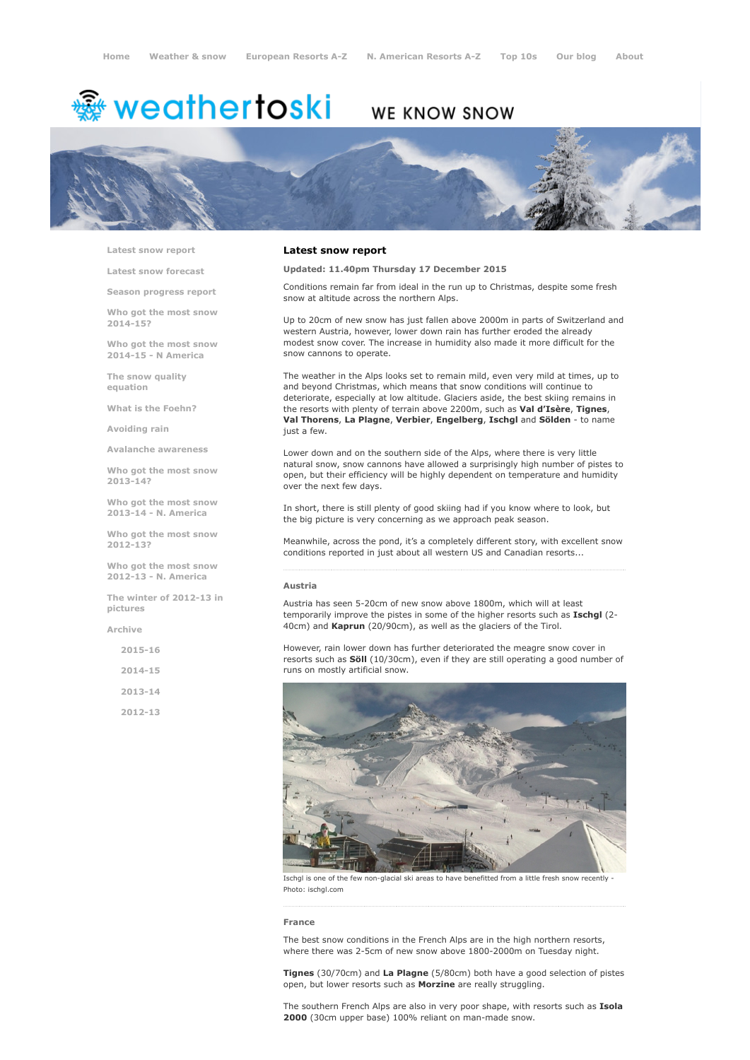Home Weather & snow European Resorts A-Z N. American Resorts A-Z Top 10s Our blog About

weathertoski WE KNOW SNOW

- Latest snow report
- Latest snow forecast
- Season progress report
- Who got the most snow 2014-15?
- Who got the most snow 2014-15 - N America
- The snow quality equation
- What is the Foehn?
- Avoiding rain
- Avalanche awareness
- Who got the most snow 2013-14?
- Who got the most snow 2013-14 - N. America
- Who got the most snow 2012-13?
- Who got the most snow 2012-13 - N. America
- The winter of 2012-13 in pictures
- Archive
  - 2015-16
  - 2014-15
  - 2013-14
  - 2012-13

## Latest snow report

**Updated: 11.40pm Thursday 17 December 2015**

Conditions remain far from ideal in the run up to Christmas, despite some fresh snow at altitude across the northern Alps.

Up to 20cm of new snow has just fallen above 2000m in parts of Switzerland and western Austria, however, lower down rain has further eroded the already modest snow cover. The increase in humidity also made it more difficult for the snow cannons to operate.

The weather in the Alps looks set to remain mild, even very mild at times, up to and beyond Christmas, which means that snow conditions will continue to deteriorate, especially at low altitude. Glaciers aside, the best skiing remains in the resorts with plenty of terrain above 2200m, such as **Val d'Isère**, **Tignes**, **Val Thorens**, **La Plagne**, **Verbier**, **Engelberg**, **Ischgl** and **Sölden** - to name just a few.

Lower down and on the southern side of the Alps, where there is very little natural snow, snow cannons have allowed a surprisingly high number of pistes to open, but their efficiency will be highly dependent on temperature and humidity over the next few days.

In short, there is still plenty of good skiing had if you know where to look, but the big picture is very concerning as we approach peak season.

Meanwhile, across the pond, it's a completely different story, with excellent snow conditions reported in just about all western US and Canadian resorts...

### Austria

Austria has seen 5-20cm of new snow above 1800m, which will at least temporarily improve the pistes in some of the higher resorts such as **Ischgl** (2-40cm) and **Kaprun** (20/90cm), as well as the glaciers of the Tirol.

However, rain lower down has further deteriorated the meagre snow cover in resorts such as **Söll** (10/30cm), even if they are still operating a good number of runs on mostly artificial snow.

Ischgl is one of the few non-glacial ski areas to have benefitted from a little fresh snow recently - Photo: ischgl.com

### France

The best snow conditions in the French Alps are in the high northern resorts, where there was 2-5cm of new snow above 1800-2000m on Tuesday night.

**Tignes** (30/70cm) and **La Plagne** (5/80cm) both have a good selection of pistes open, but lower resorts such as **Morzine** are really struggling.

The southern French Alps are also in very poor shape, with resorts such as **Isola 2000** (30cm upper base) 100% reliant on man-made snow.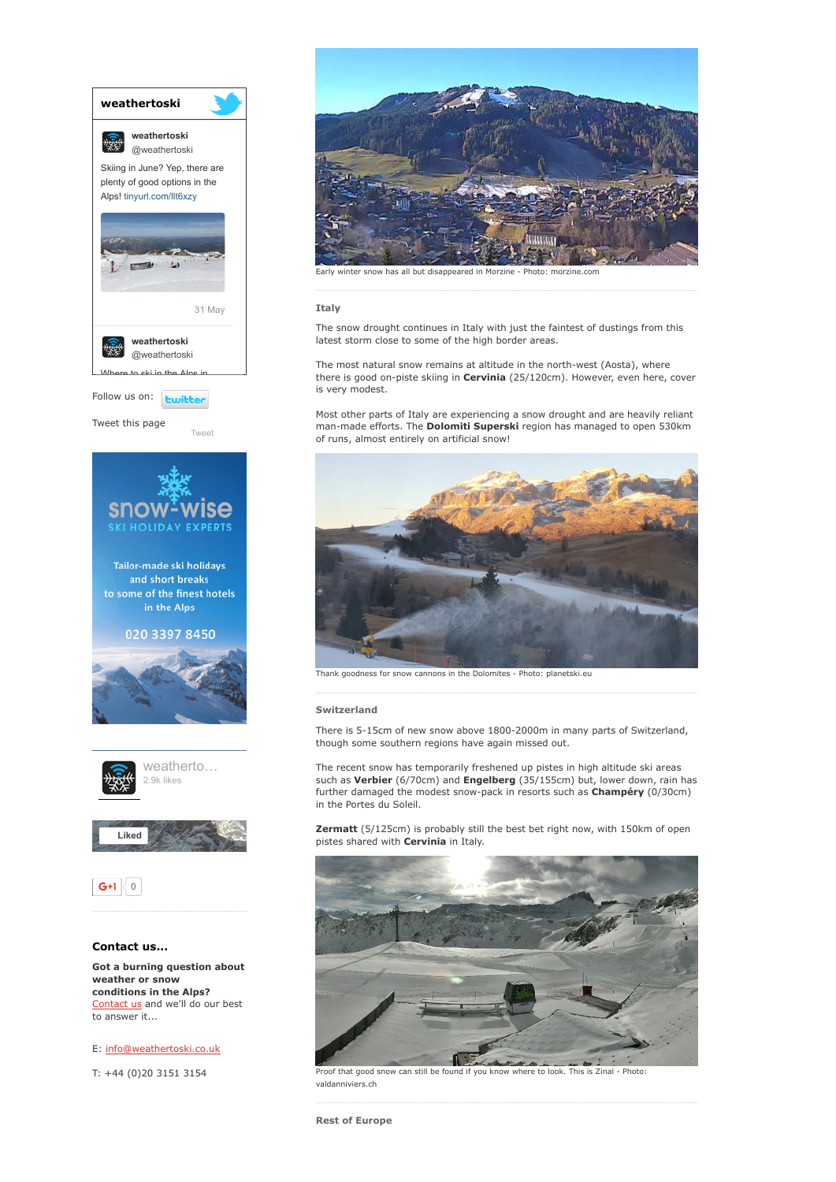**weathertoski**

weathertoski
@weathertoski

Skiing in June? Yep, there are plenty of good options in the Alps! tinyurl.com/llt6xzy

31 May

weathertoski
@weathertoski

Where to ski in the Alps in

Follow us on:

Tweet this page

Tweet

snow-wise
SKI HOLIDAY EXPERTS

Tailor-made ski holidays and short breaks to some of the finest hotels in the Alps

020 3397 8450

weatherto...
2.9k likes

Liked

G+1 0

**Contact us...**

**Got a burning question about weather or snow conditions in the Alps?**
Contact us and we'll do our best to answer it...

E: info@weathertoski.co.uk

T: +44 (0)20 3151 3154

Early winter snow has all but disappeared in Morzine - Photo: morzine.com

### Italy

The snow drought continues in Italy with just the faintest of dustings from this latest storm close to some of the high border areas.

The most natural snow remains at altitude in the north-west (Aosta), where there is good on-piste skiing in **Cervinia** (25/120cm). However, even here, cover is very modest.

Most other parts of Italy are experiencing a snow drought and are heavily reliant man-made efforts. The **Dolomiti Superski** region has managed to open 530km of runs, almost entirely on artificial snow!

Thank goodness for snow cannons in the Dolomites - Photo: planetski.eu

### Switzerland

There is 5-15cm of new snow above 1800-2000m in many parts of Switzerland, though some southern regions have again missed out.

The recent snow has temporarily freshened up pistes in high altitude ski areas such as **Verbier** (6/70cm) and **Engelberg** (35/155cm) but, lower down, rain has further damaged the modest snow-pack in resorts such as **Champéry** (0/30cm) in the Portes du Soleil.

**Zermatt** (5/125cm) is probably still the best bet right now, with 150km of open pistes shared with **Cervinia** in Italy.

Proof that good snow can still be found if you know where to look. This is Zinal - Photo: valdanniviers.ch

### Rest of Europe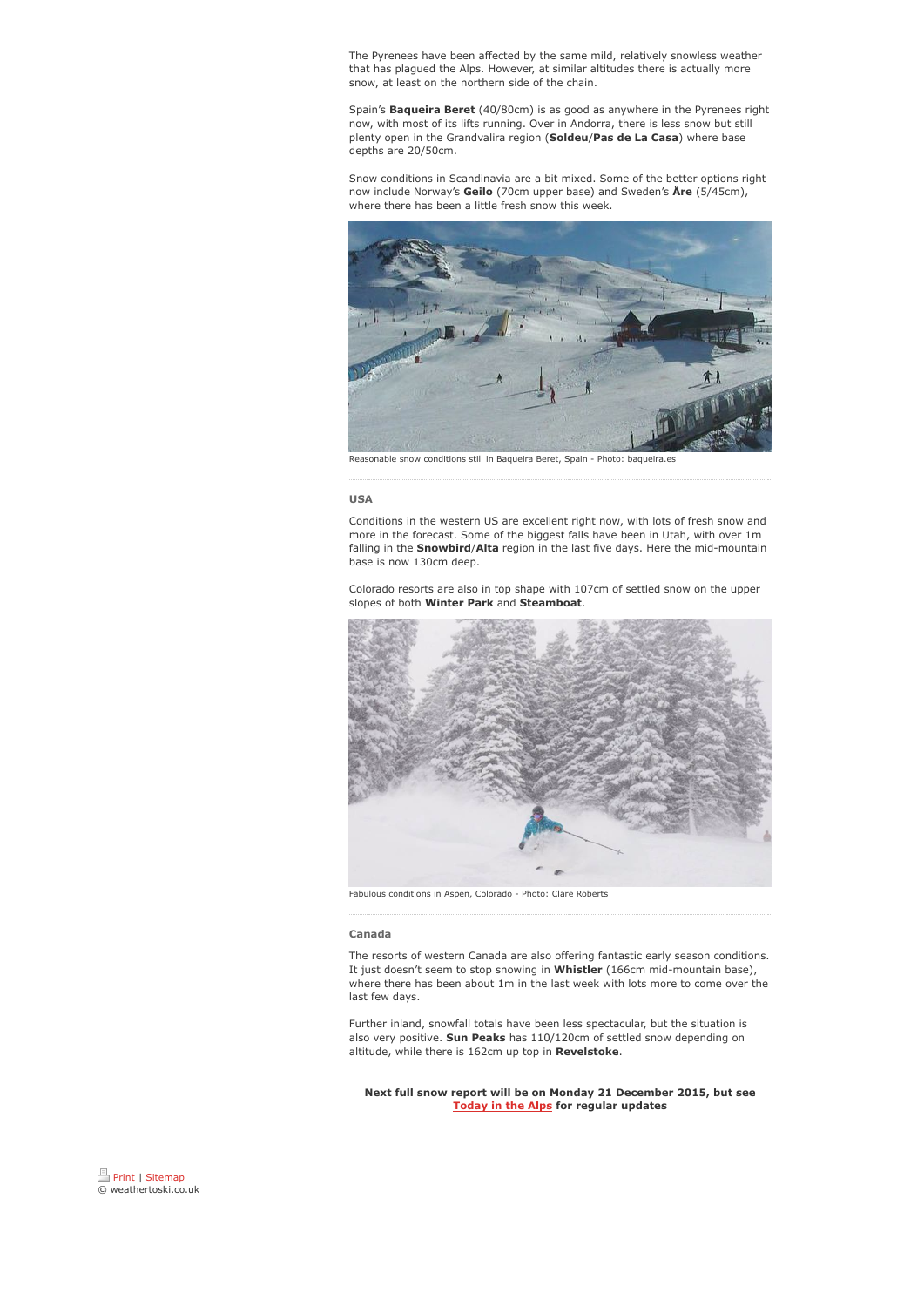The Pyrenees have been affected by the same mild, relatively snowless weather that has plagued the Alps. However, at similar altitudes there is actually more snow, at least on the northern side of the chain.

Spain's **Baqueira Beret** (40/80cm) is as good as anywhere in the Pyrenees right now, with most of its lifts running. Over in Andorra, there is less snow but still plenty open in the Grandvalira region (**Soldeu**/**Pas de La Casa**) where base depths are 20/50cm.

Snow conditions in Scandinavia are a bit mixed. Some of the better options right now include Norway's **Geilo** (70cm upper base) and Sweden's **Åre** (5/45cm), where there has been a little fresh snow this week.

Reasonable snow conditions still in Baqueira Beret, Spain - Photo: baqueira.es

### USA

Conditions in the western US are excellent right now, with lots of fresh snow and more in the forecast. Some of the biggest falls have been in Utah, with over 1m falling in the **Snowbird**/**Alta** region in the last five days. Here the mid-mountain base is now 130cm deep.

Colorado resorts are also in top shape with 107cm of settled snow on the upper slopes of both **Winter Park** and **Steamboat**.

Fabulous conditions in Aspen, Colorado - Photo: Clare Roberts

### Canada

The resorts of western Canada are also offering fantastic early season conditions. It just doesn't seem to stop snowing in **Whistler** (166cm mid-mountain base), where there has been about 1m in the last week with lots more to come over the last few days.

Further inland, snowfall totals have been less spectacular, but the situation is also very positive. **Sun Peaks** has 110/120cm of settled snow depending on altitude, while there is 162cm up top in **Revelstoke**.

**Next full snow report will be on Monday 21 December 2015, but see [Today in the Alps] for regular updates**

[Print] | [Sitemap]
© weathertoski.co.uk